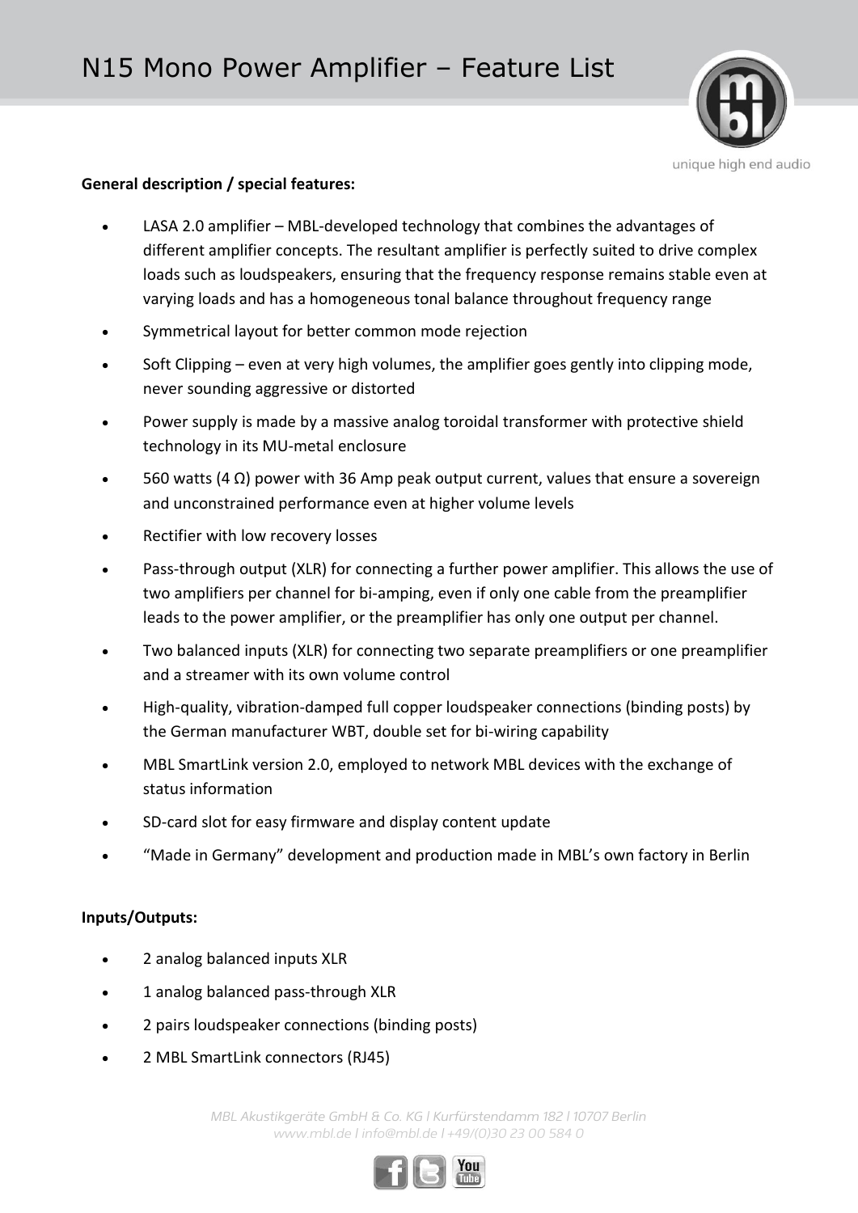# N15 Mono Power Amplifier – Feature List

unique high end audio

**General description / special features:**

- LASA 2.0 amplifier – MBL-developed technology that combines the advantages of different amplifier concepts. The resultant amplifier is perfectly suited to drive complex loads such as loudspeakers, ensuring that the frequency response remains stable even at varying loads and has a homogeneous tonal balance throughout frequency range
- Symmetrical layout for better common mode rejection
- Soft Clipping – even at very high volumes, the amplifier goes gently into clipping mode, never sounding aggressive or distorted
- Power supply is made by a massive analog toroidal transformer with protective shield technology in its MU-metal enclosure
- 560 watts (4 Ω) power with 36 Amp peak output current, values that ensure a sovereign and unconstrained performance even at higher volume levels
- Rectifier with low recovery losses
- Pass-through output (XLR) for connecting a further power amplifier. This allows the use of two amplifiers per channel for bi-amping, even if only one cable from the preamplifier leads to the power amplifier, or the preamplifier has only one output per channel.
- Two balanced inputs (XLR) for connecting two separate preamplifiers or one preamplifier and a streamer with its own volume control
- High-quality, vibration-damped full copper loudspeaker connections (binding posts) by the German manufacturer WBT, double set for bi-wiring capability
- MBL SmartLink version 2.0, employed to network MBL devices with the exchange of status information
- SD-card slot for easy firmware and display content update
- "Made in Germany" development and production made in MBL's own factory in Berlin

**Inputs/Outputs:**

- 2 analog balanced inputs XLR
- 1 analog balanced pass-through XLR
- 2 pairs loudspeaker connections (binding posts)
- 2 MBL SmartLink connectors (RJ45)

*MBL Akustikgeräte GmbH & Co. KG | Kurfürstendamm 182 | 10707 Berlin*
*www.mbl.de | info@mbl.de | +49/(0)30 23 00 584 0*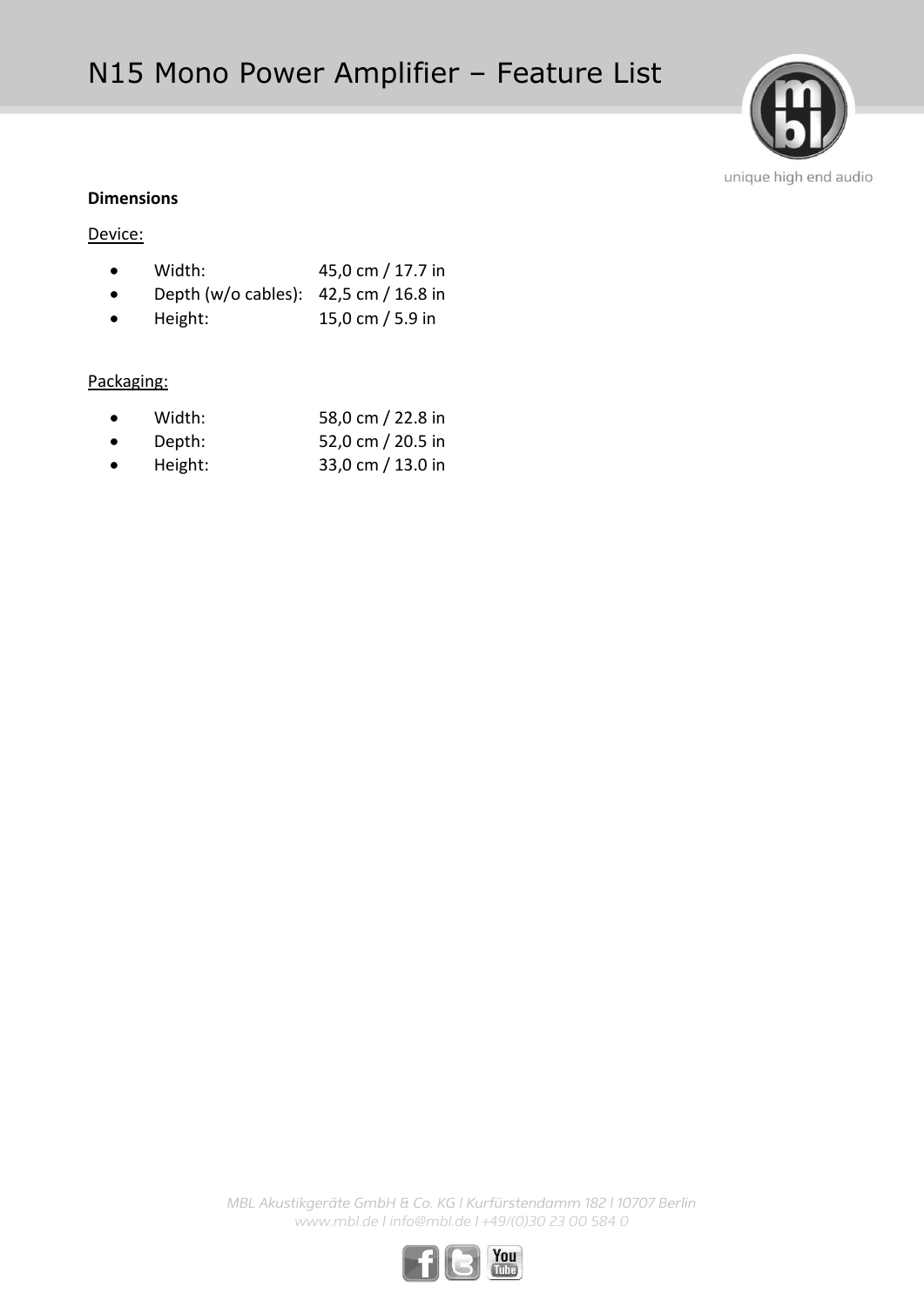**Dimensions**

Device:

- Width: 45,0 cm / 17.7 in
- Depth (w/o cables): 42,5 cm / 16.8 in
- Height: 15,0 cm / 5.9 in

Packaging:

- Width: 58,0 cm / 22.8 in
- Depth: 52,0 cm / 20.5 in
- Height: 33,0 cm / 13.0 in